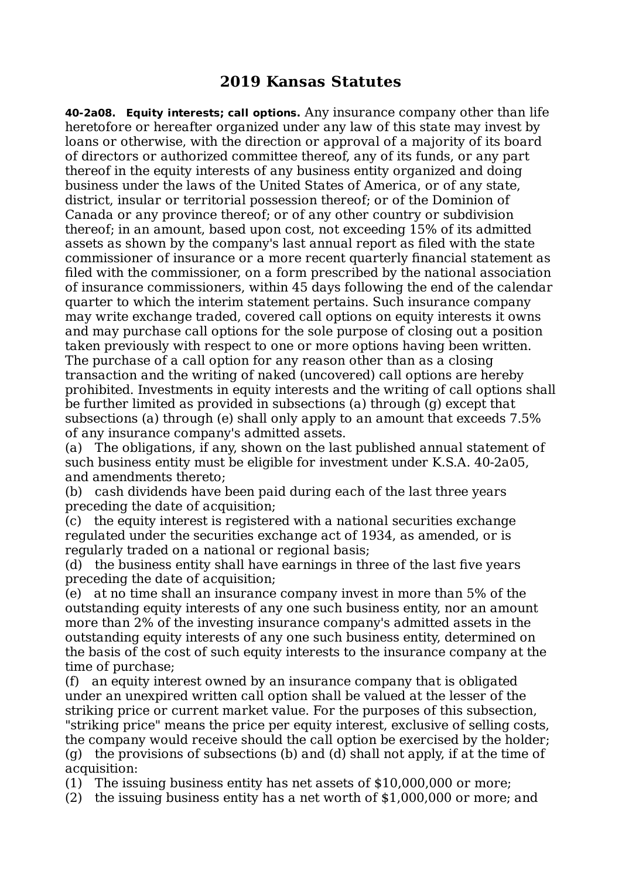# 2019 Kansas Statutes

**40-2a08. Equity interests; call options.** Any insurance company other than life heretofore or hereafter organized under any law of this state may invest by loans or otherwise, with the direction or approval of a majority of its board of directors or authorized committee thereof, any of its funds, or any part thereof in the equity interests of any business entity organized and doing business under the laws of the United States of America, or of any state, district, insular or territorial possession thereof; or of the Dominion of Canada or any province thereof; or of any other country or subdivision thereof; in an amount, based upon cost, not exceeding 15% of its admitted assets as shown by the company's last annual report as filed with the state commissioner of insurance or a more recent quarterly financial statement as filed with the commissioner, on a form prescribed by the national association of insurance commissioners, within 45 days following the end of the calendar quarter to which the interim statement pertains. Such insurance company may write exchange traded, covered call options on equity interests it owns and may purchase call options for the sole purpose of closing out a position taken previously with respect to one or more options having been written. The purchase of a call option for any reason other than as a closing transaction and the writing of naked (uncovered) call options are hereby prohibited. Investments in equity interests and the writing of call options shall be further limited as provided in subsections (a) through (g) except that subsections (a) through (e) shall only apply to an amount that exceeds 7.5% of any insurance company's admitted assets.

(a) The obligations, if any, shown on the last published annual statement of such business entity must be eligible for investment under K.S.A. 40-2a05, and amendments thereto;

(b) cash dividends have been paid during each of the last three years preceding the date of acquisition;

(c) the equity interest is registered with a national securities exchange regulated under the securities exchange act of 1934, as amended, or is regularly traded on a national or regional basis;

(d) the business entity shall have earnings in three of the last five years preceding the date of acquisition;

(e) at no time shall an insurance company invest in more than 5% of the outstanding equity interests of any one such business entity, nor an amount more than 2% of the investing insurance company's admitted assets in the outstanding equity interests of any one such business entity, determined on the basis of the cost of such equity interests to the insurance company at the time of purchase;

(f) an equity interest owned by an insurance company that is obligated under an unexpired written call option shall be valued at the lesser of the striking price or current market value. For the purposes of this subsection, "striking price" means the price per equity interest, exclusive of selling costs, the company would receive should the call option be exercised by the holder;

(g) the provisions of subsections (b) and (d) shall not apply, if at the time of acquisition:

(1) The issuing business entity has net assets of $10,000,000 or more;

(2) the issuing business entity has a net worth of $1,000,000 or more; and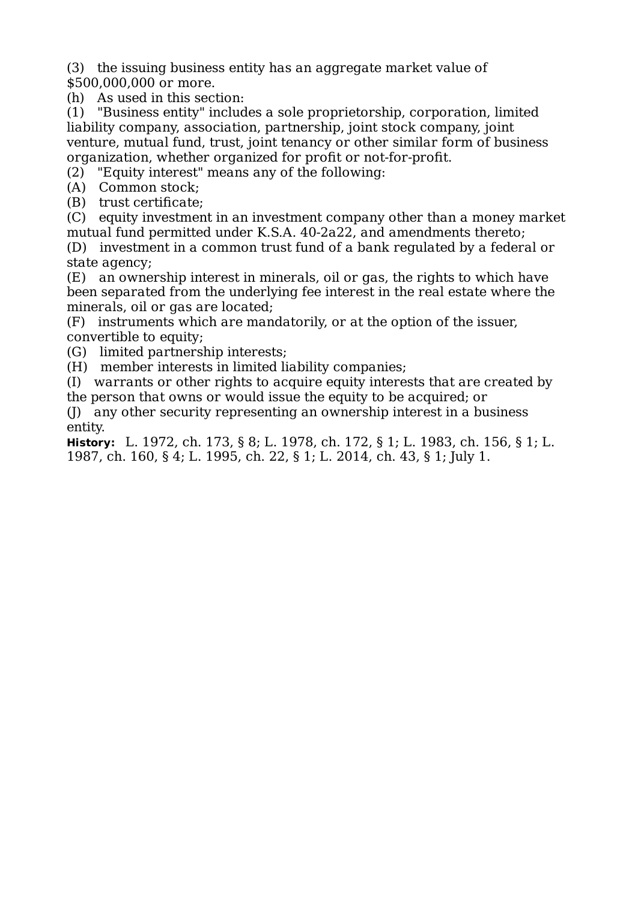(3) the issuing business entity has an aggregate market value of $500,000,000 or more.

(h) As used in this section:

(1) "Business entity" includes a sole proprietorship, corporation, limited liability company, association, partnership, joint stock company, joint venture, mutual fund, trust, joint tenancy or other similar form of business organization, whether organized for profit or not-for-profit.

(2) "Equity interest" means any of the following:

(A) Common stock;

(B) trust certificate;

(C) equity investment in an investment company other than a money market mutual fund permitted under K.S.A. 40-2a22, and amendments thereto;

(D) investment in a common trust fund of a bank regulated by a federal or state agency;

(E) an ownership interest in minerals, oil or gas, the rights to which have been separated from the underlying fee interest in the real estate where the minerals, oil or gas are located;

(F) instruments which are mandatorily, or at the option of the issuer, convertible to equity;

(G) limited partnership interests;

(H) member interests in limited liability companies;

(I) warrants or other rights to acquire equity interests that are created by the person that owns or would issue the equity to be acquired; or

(J) any other security representing an ownership interest in a business entity.

**History:** L. 1972, ch. 173, § 8; L. 1978, ch. 172, § 1; L. 1983, ch. 156, § 1; L. 1987, ch. 160, § 4; L. 1995, ch. 22, § 1; L. 2014, ch. 43, § 1; July 1.